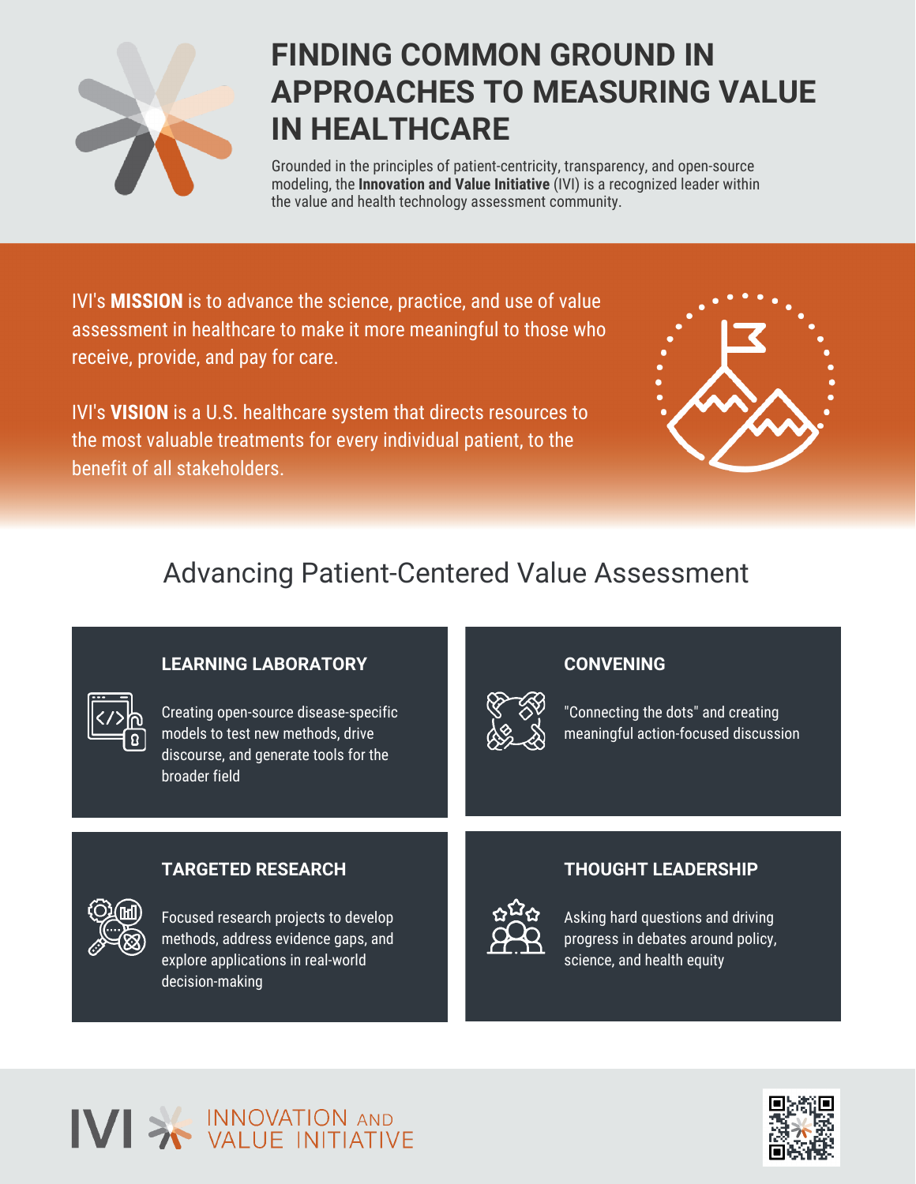# FINDING COMMON GROUND IN APPROACHES TO MEASURING VALUE IN HEALTHCARE

Grounded in the principles of patient-centricity, transparency, and open-source modeling, the **Innovation and Value Initiative** (IVI) is a recognized leader within the value and health technology assessment community.

IVI's **MISSION** is to advance the science, practice, and use of value assessment in healthcare to make it more meaningful to those who receive, provide, and pay for care.

IVI's **VISION** is a U.S. healthcare system that directs resources to the most valuable treatments for every individual patient, to the benefit of all stakeholders.

## Advancing Patient-Centered Value Assessment

### LEARNING LABORATORY

Creating open-source disease-specific models to test new methods, drive discourse, and generate tools for the broader field

### CONVENING

"Connecting the dots" and creating meaningful action-focused discussion

### TARGETED RESEARCH

Focused research projects to develop methods, address evidence gaps, and explore applications in real-world decision-making

### THOUGHT LEADERSHIP

Asking hard questions and driving progress in debates around policy, science, and health equity

IVI INNOVATION AND VALUE INITIATIVE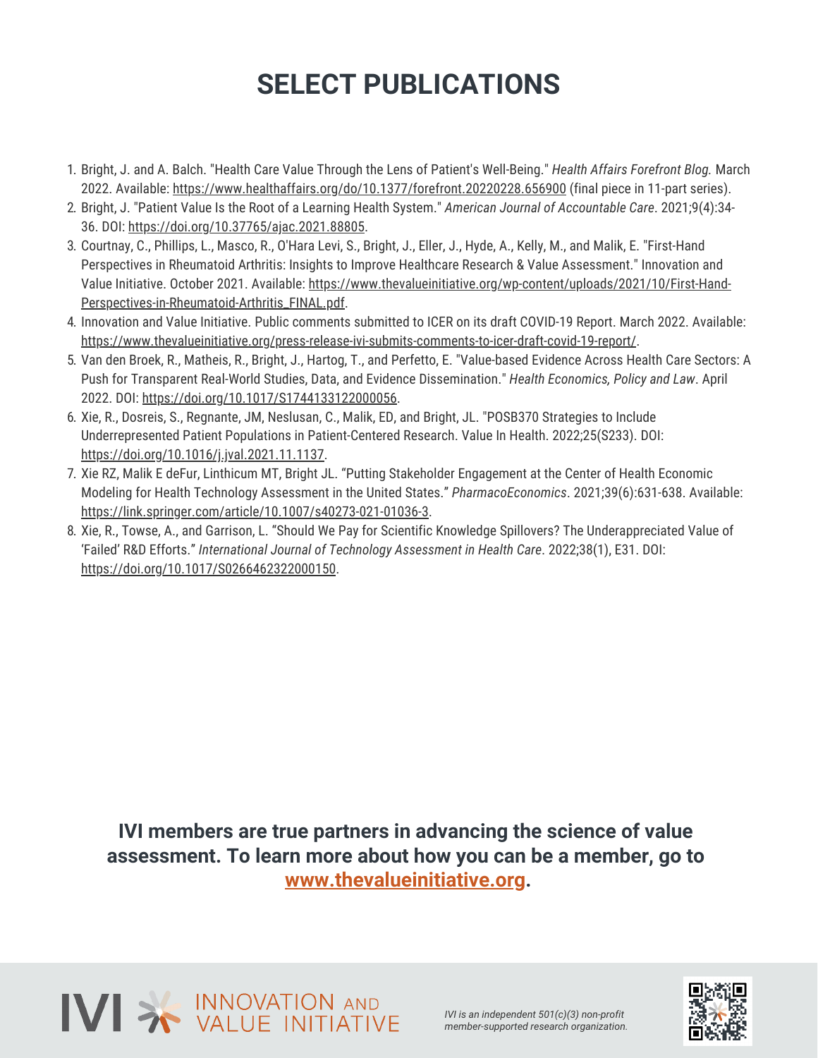# SELECT PUBLICATIONS

1. Bright, J. and A. Balch. "Health Care Value Through the Lens of Patient's Well-Being." *Health Affairs Forefront Blog.* March 2022. Available: https://www.healthaffairs.org/do/10.1377/forefront.20220228.656900 (final piece in 11-part series).
2. Bright, J. "Patient Value Is the Root of a Learning Health System." *American Journal of Accountable Care*. 2021;9(4):34-36. DOI: https://doi.org/10.37765/ajac.2021.88805.
3. Courtnay, C., Phillips, L., Masco, R., O'Hara Levi, S., Bright, J., Eller, J., Hyde, A., Kelly, M., and Malik, E. "First-Hand Perspectives in Rheumatoid Arthritis: Insights to Improve Healthcare Research & Value Assessment." Innovation and Value Initiative. October 2021. Available: https://www.thevalueinitiative.org/wp-content/uploads/2021/10/First-Hand-Perspectives-in-Rheumatoid-Arthritis_FINAL.pdf.
4. Innovation and Value Initiative. Public comments submitted to ICER on its draft COVID-19 Report. March 2022. Available: https://www.thevalueinitiative.org/press-release-ivi-submits-comments-to-icer-draft-covid-19-report/.
5. Van den Broek, R., Matheis, R., Bright, J., Hartog, T., and Perfetto, E. "Value-based Evidence Across Health Care Sectors: A Push for Transparent Real-World Studies, Data, and Evidence Dissemination." *Health Economics, Policy and Law*. April 2022. DOI: https://doi.org/10.1017/S1744133122000056.
6. Xie, R., Dosreis, S., Regnante, JM, Neslusan, C., Malik, ED, and Bright, JL. "POSB370 Strategies to Include Underrepresented Patient Populations in Patient-Centered Research. Value In Health. 2022;25(S233). DOI: https://doi.org/10.1016/j.jval.2021.11.1137.
7. Xie RZ, Malik E deFur, Linthicum MT, Bright JL. "Putting Stakeholder Engagement at the Center of Health Economic Modeling for Health Technology Assessment in the United States." *PharmacoEconomics*. 2021;39(6):631-638. Available: https://link.springer.com/article/10.1007/s40273-021-01036-3.
8. Xie, R., Towse, A., and Garrison, L. "Should We Pay for Scientific Knowledge Spillovers? The Underappreciated Value of 'Failed' R&D Efforts." *International Journal of Technology Assessment in Health Care*. 2022;38(1), E31. DOI: https://doi.org/10.1017/S0266462322000150.

**IVI members are true partners in advancing the science of value assessment. To learn more about how you can be a member, go to www.thevalueinitiative.org.**

IVI INNOVATION AND VALUE INITIATIVE

*IVI is an independent 501(c)(3) non-profit member-supported research organization.*